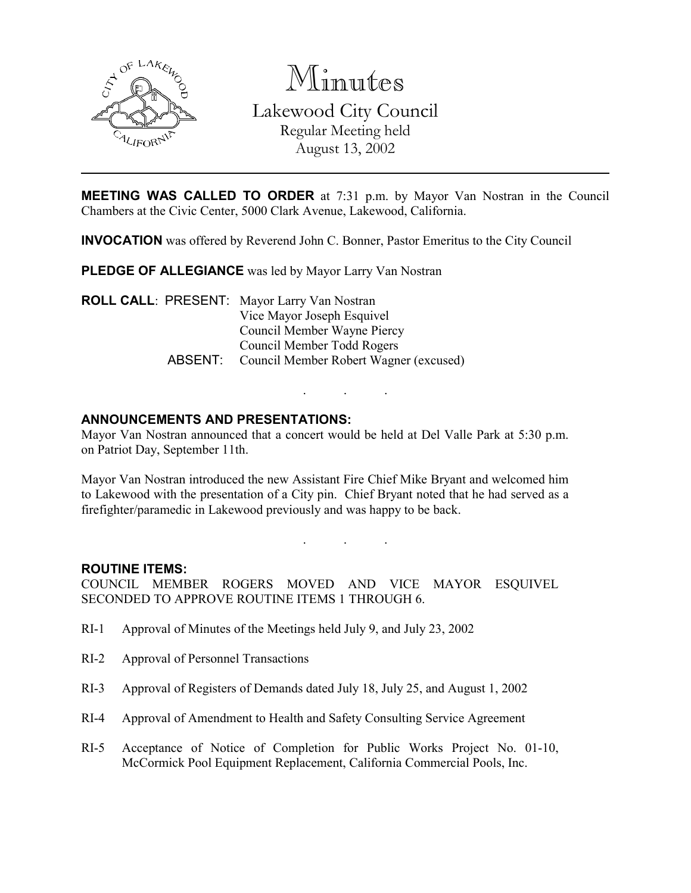# Minutes

## Lakewood City Council

Regular Meeting held
August 13, 2002

---

**MEETING WAS CALLED TO ORDER** at 7:31 p.m. by Mayor Van Nostran in the Council Chambers at the Civic Center, 5000 Clark Avenue, Lakewood, California.

**INVOCATION** was offered by Reverend John C. Bonner, Pastor Emeritus to the City Council

**PLEDGE OF ALLEGIANCE** was led by Mayor Larry Van Nostran

**ROLL CALL**: PRESENT: Mayor Larry Van Nostran
Vice Mayor Joseph Esquivel
Council Member Wayne Piercy
Council Member Todd Rogers
ABSENT: Council Member Robert Wagner (excused)

. . .

**ANNOUNCEMENTS AND PRESENTATIONS:**

Mayor Van Nostran announced that a concert would be held at Del Valle Park at 5:30 p.m. on Patriot Day, September 11th.

Mayor Van Nostran introduced the new Assistant Fire Chief Mike Bryant and welcomed him to Lakewood with the presentation of a City pin. Chief Bryant noted that he had served as a firefighter/paramedic in Lakewood previously and was happy to be back.

. . .

**ROUTINE ITEMS:**

COUNCIL MEMBER ROGERS MOVED AND VICE MAYOR ESQUIVEL SECONDED TO APPROVE ROUTINE ITEMS 1 THROUGH 6.

RI-1 Approval of Minutes of the Meetings held July 9, and July 23, 2002

RI-2 Approval of Personnel Transactions

RI-3 Approval of Registers of Demands dated July 18, July 25, and August 1, 2002

RI-4 Approval of Amendment to Health and Safety Consulting Service Agreement

RI-5 Acceptance of Notice of Completion for Public Works Project No. 01-10, McCormick Pool Equipment Replacement, California Commercial Pools, Inc.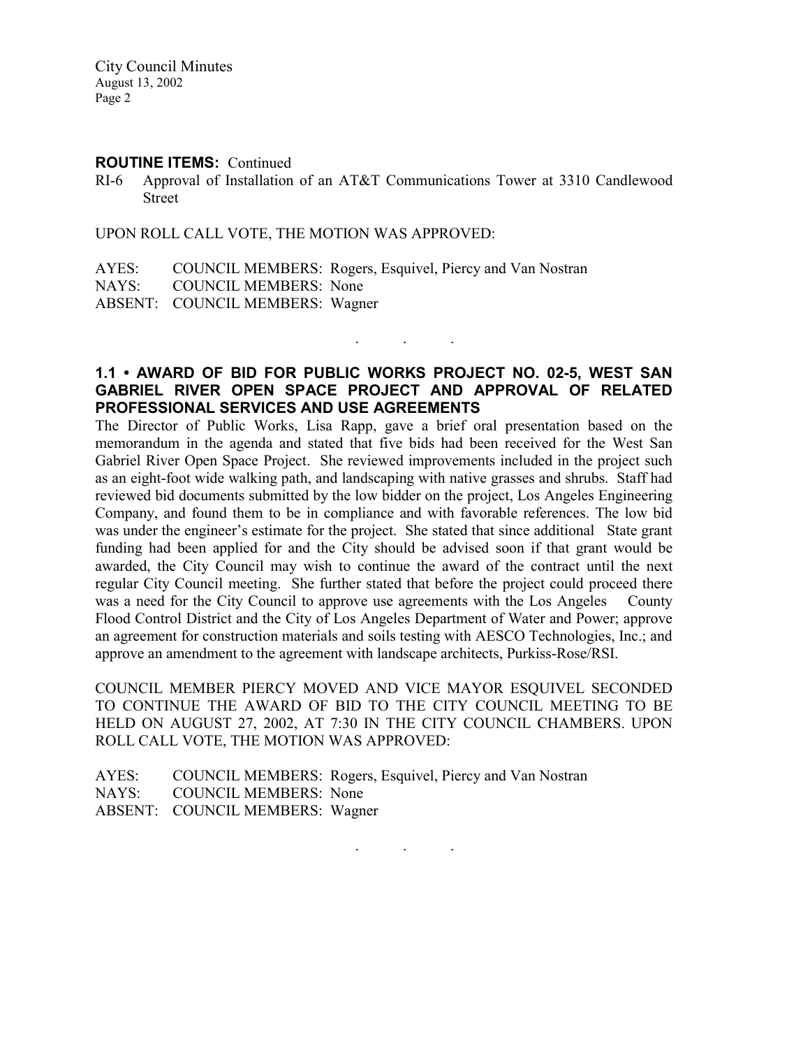**ROUTINE ITEMS:** Continued

RI-6 Approval of Installation of an AT&T Communications Tower at 3310 Candlewood Street

UPON ROLL CALL VOTE, THE MOTION WAS APPROVED:

AYES: COUNCIL MEMBERS: Rogers, Esquivel, Piercy and Van Nostran
NAYS: COUNCIL MEMBERS: None
ABSENT: COUNCIL MEMBERS: Wagner

. . .

## 1.1 • AWARD OF BID FOR PUBLIC WORKS PROJECT NO. 02-5, WEST SAN GABRIEL RIVER OPEN SPACE PROJECT AND APPROVAL OF RELATED PROFESSIONAL SERVICES AND USE AGREEMENTS

The Director of Public Works, Lisa Rapp, gave a brief oral presentation based on the memorandum in the agenda and stated that five bids had been received for the West San Gabriel River Open Space Project. She reviewed improvements included in the project such as an eight-foot wide walking path, and landscaping with native grasses and shrubs. Staff had reviewed bid documents submitted by the low bidder on the project, Los Angeles Engineering Company, and found them to be in compliance and with favorable references. The low bid was under the engineer's estimate for the project. She stated that since additional State grant funding had been applied for and the City should be advised soon if that grant would be awarded, the City Council may wish to continue the award of the contract until the next regular City Council meeting. She further stated that before the project could proceed there was a need for the City Council to approve use agreements with the Los Angeles County Flood Control District and the City of Los Angeles Department of Water and Power; approve an agreement for construction materials and soils testing with AESCO Technologies, Inc.; and approve an amendment to the agreement with landscape architects, Purkiss-Rose/RSI.

COUNCIL MEMBER PIERCY MOVED AND VICE MAYOR ESQUIVEL SECONDED TO CONTINUE THE AWARD OF BID TO THE CITY COUNCIL MEETING TO BE HELD ON AUGUST 27, 2002, AT 7:30 IN THE CITY COUNCIL CHAMBERS. UPON ROLL CALL VOTE, THE MOTION WAS APPROVED:

AYES: COUNCIL MEMBERS: Rogers, Esquivel, Piercy and Van Nostran
NAYS: COUNCIL MEMBERS: None
ABSENT: COUNCIL MEMBERS: Wagner

. . .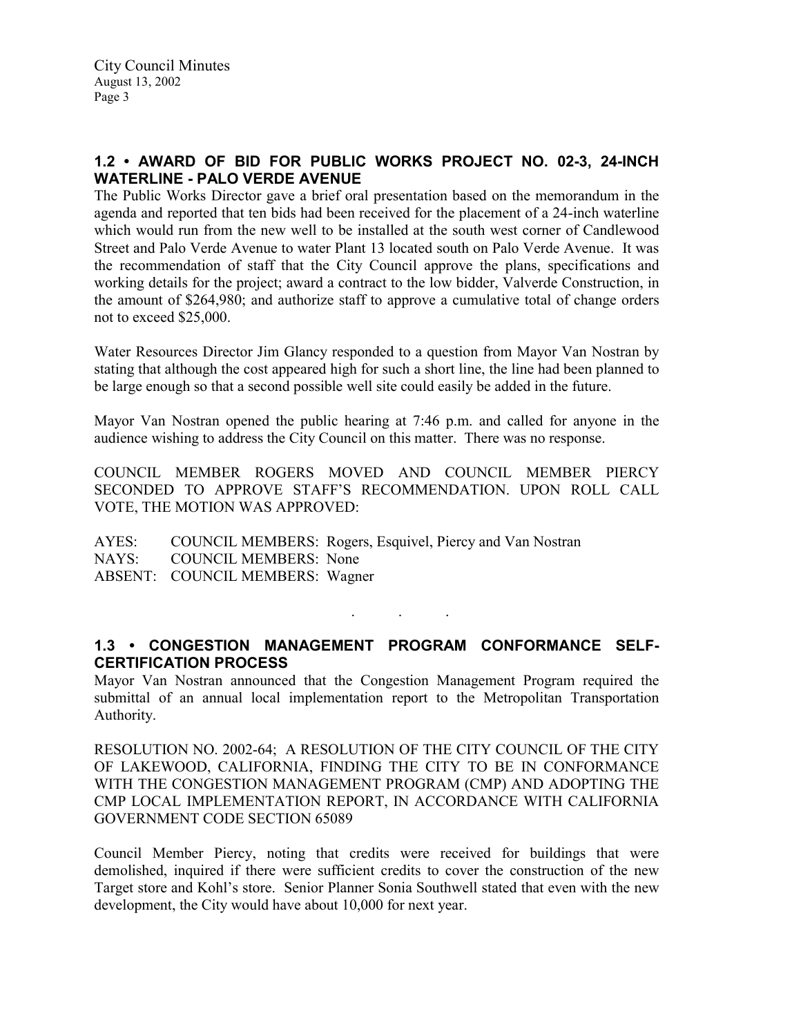### 1.2 • AWARD OF BID FOR PUBLIC WORKS PROJECT NO. 02-3, 24-INCH WATERLINE - PALO VERDE AVENUE

The Public Works Director gave a brief oral presentation based on the memorandum in the agenda and reported that ten bids had been received for the placement of a 24-inch waterline which would run from the new well to be installed at the south west corner of Candlewood Street and Palo Verde Avenue to water Plant 13 located south on Palo Verde Avenue. It was the recommendation of staff that the City Council approve the plans, specifications and working details for the project; award a contract to the low bidder, Valverde Construction, in the amount of $264,980; and authorize staff to approve a cumulative total of change orders not to exceed $25,000.

Water Resources Director Jim Glancy responded to a question from Mayor Van Nostran by stating that although the cost appeared high for such a short line, the line had been planned to be large enough so that a second possible well site could easily be added in the future.

Mayor Van Nostran opened the public hearing at 7:46 p.m. and called for anyone in the audience wishing to address the City Council on this matter. There was no response.

COUNCIL MEMBER ROGERS MOVED AND COUNCIL MEMBER PIERCY SECONDED TO APPROVE STAFF'S RECOMMENDATION. UPON ROLL CALL VOTE, THE MOTION WAS APPROVED:

AYES: COUNCIL MEMBERS: Rogers, Esquivel, Piercy and Van Nostran
NAYS: COUNCIL MEMBERS: None
ABSENT: COUNCIL MEMBERS: Wagner

. . .

### 1.3 • CONGESTION MANAGEMENT PROGRAM CONFORMANCE SELF-CERTIFICATION PROCESS

Mayor Van Nostran announced that the Congestion Management Program required the submittal of an annual local implementation report to the Metropolitan Transportation Authority.

RESOLUTION NO. 2002-64; A RESOLUTION OF THE CITY COUNCIL OF THE CITY OF LAKEWOOD, CALIFORNIA, FINDING THE CITY TO BE IN CONFORMANCE WITH THE CONGESTION MANAGEMENT PROGRAM (CMP) AND ADOPTING THE CMP LOCAL IMPLEMENTATION REPORT, IN ACCORDANCE WITH CALIFORNIA GOVERNMENT CODE SECTION 65089

Council Member Piercy, noting that credits were received for buildings that were demolished, inquired if there were sufficient credits to cover the construction of the new Target store and Kohl's store. Senior Planner Sonia Southwell stated that even with the new development, the City would have about 10,000 for next year.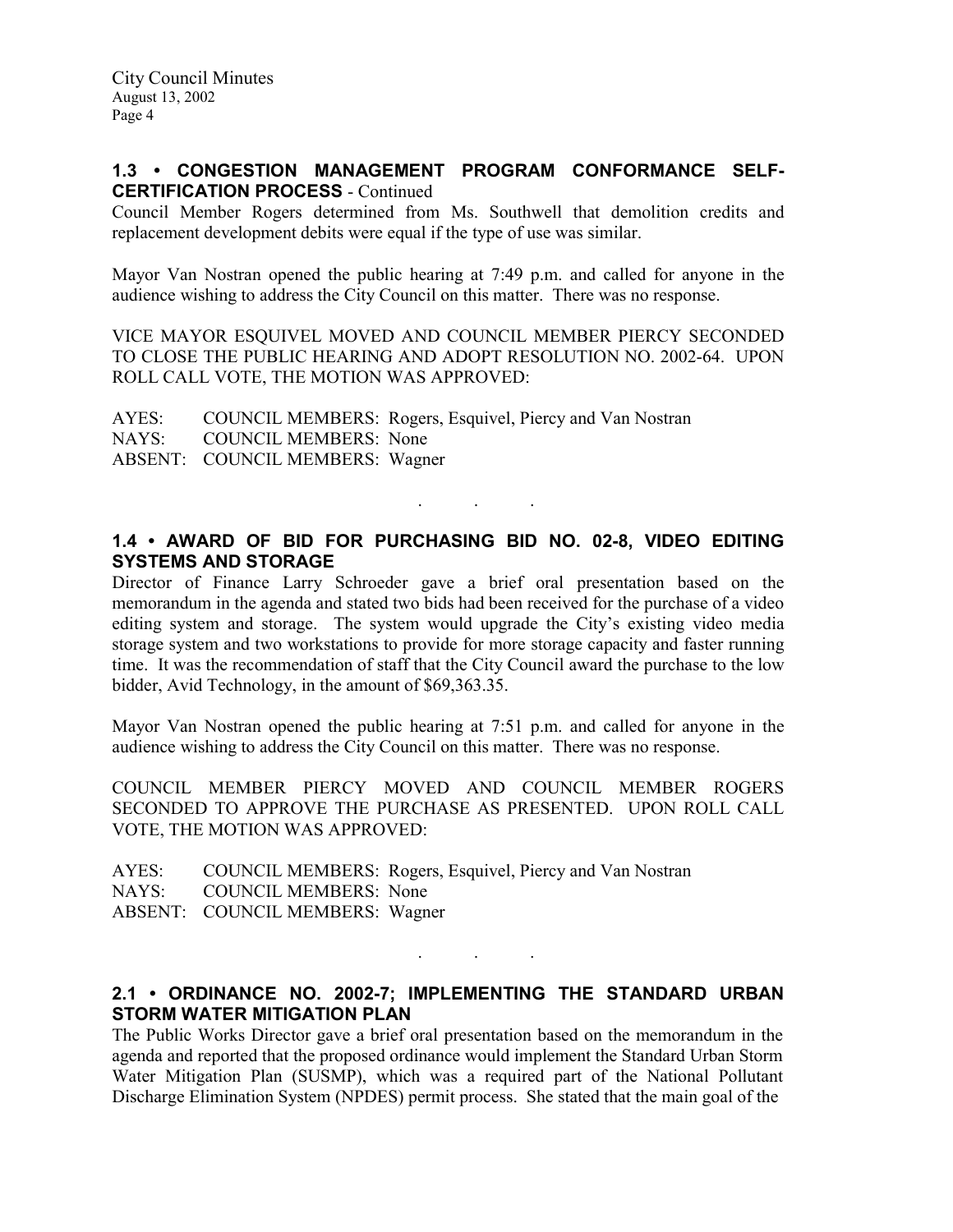## 1.3 • CONGESTION MANAGEMENT PROGRAM CONFORMANCE SELF-CERTIFICATION PROCESS - Continued

Council Member Rogers determined from Ms. Southwell that demolition credits and replacement development debits were equal if the type of use was similar.

Mayor Van Nostran opened the public hearing at 7:49 p.m. and called for anyone in the audience wishing to address the City Council on this matter. There was no response.

VICE MAYOR ESQUIVEL MOVED AND COUNCIL MEMBER PIERCY SECONDED TO CLOSE THE PUBLIC HEARING AND ADOPT RESOLUTION NO. 2002-64. UPON ROLL CALL VOTE, THE MOTION WAS APPROVED:

AYES: COUNCIL MEMBERS: Rogers, Esquivel, Piercy and Van Nostran
NAYS: COUNCIL MEMBERS: None
ABSENT: COUNCIL MEMBERS: Wagner

. . .

## 1.4 • AWARD OF BID FOR PURCHASING BID NO. 02-8, VIDEO EDITING SYSTEMS AND STORAGE

Director of Finance Larry Schroeder gave a brief oral presentation based on the memorandum in the agenda and stated two bids had been received for the purchase of a video editing system and storage. The system would upgrade the City's existing video media storage system and two workstations to provide for more storage capacity and faster running time. It was the recommendation of staff that the City Council award the purchase to the low bidder, Avid Technology, in the amount of $69,363.35.

Mayor Van Nostran opened the public hearing at 7:51 p.m. and called for anyone in the audience wishing to address the City Council on this matter. There was no response.

COUNCIL MEMBER PIERCY MOVED AND COUNCIL MEMBER ROGERS SECONDED TO APPROVE THE PURCHASE AS PRESENTED. UPON ROLL CALL VOTE, THE MOTION WAS APPROVED:

AYES: COUNCIL MEMBERS: Rogers, Esquivel, Piercy and Van Nostran
NAYS: COUNCIL MEMBERS: None
ABSENT: COUNCIL MEMBERS: Wagner

. . .

## 2.1 • ORDINANCE NO. 2002-7; IMPLEMENTING THE STANDARD URBAN STORM WATER MITIGATION PLAN

The Public Works Director gave a brief oral presentation based on the memorandum in the agenda and reported that the proposed ordinance would implement the Standard Urban Storm Water Mitigation Plan (SUSMP), which was a required part of the National Pollutant Discharge Elimination System (NPDES) permit process. She stated that the main goal of the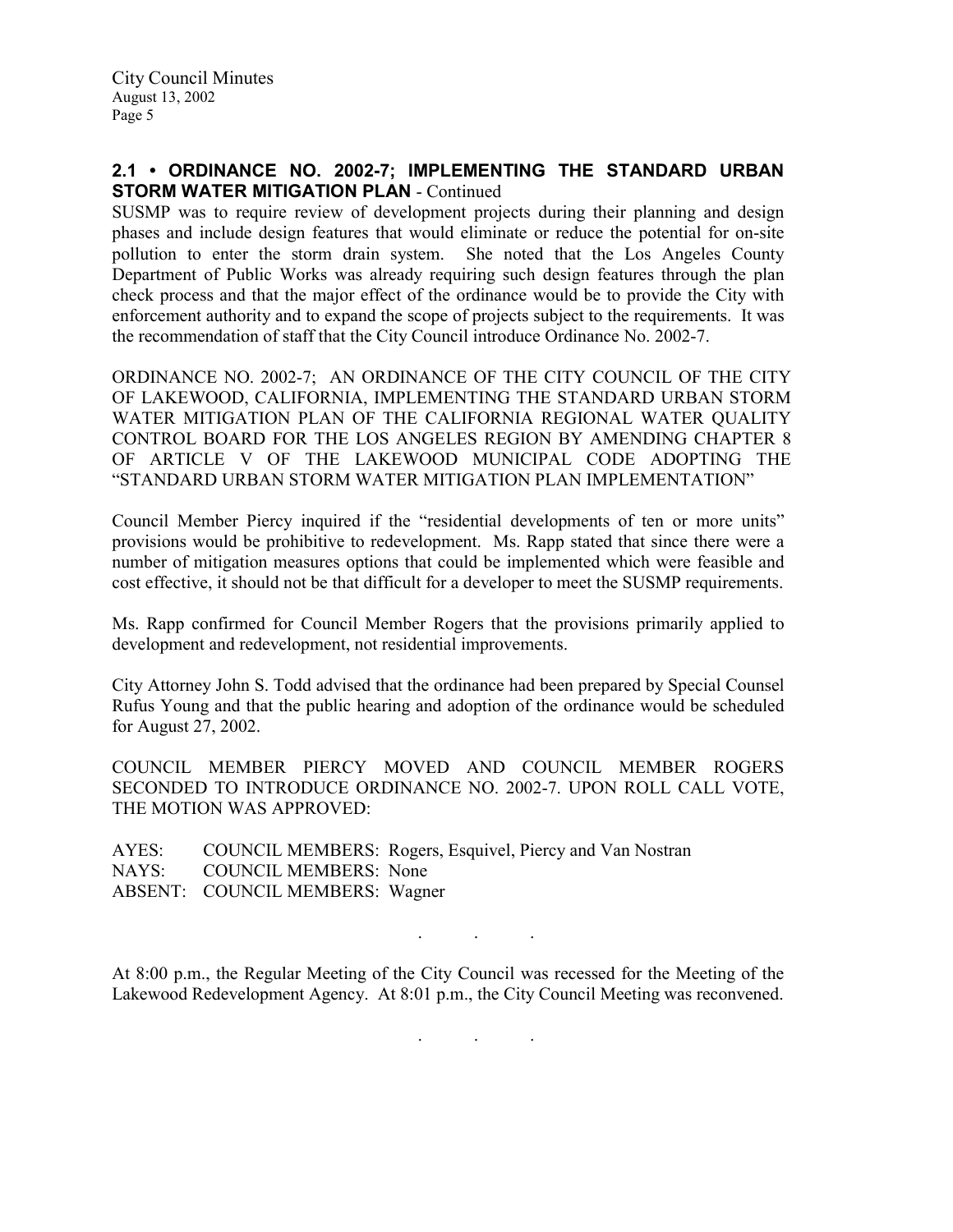## 2.1 • ORDINANCE NO. 2002-7; IMPLEMENTING THE STANDARD URBAN STORM WATER MITIGATION PLAN - Continued

SUSMP was to require review of development projects during their planning and design phases and include design features that would eliminate or reduce the potential for on-site pollution to enter the storm drain system. She noted that the Los Angeles County Department of Public Works was already requiring such design features through the plan check process and that the major effect of the ordinance would be to provide the City with enforcement authority and to expand the scope of projects subject to the requirements. It was the recommendation of staff that the City Council introduce Ordinance No. 2002-7.

ORDINANCE NO. 2002-7; AN ORDINANCE OF THE CITY COUNCIL OF THE CITY OF LAKEWOOD, CALIFORNIA, IMPLEMENTING THE STANDARD URBAN STORM WATER MITIGATION PLAN OF THE CALIFORNIA REGIONAL WATER QUALITY CONTROL BOARD FOR THE LOS ANGELES REGION BY AMENDING CHAPTER 8 OF ARTICLE V OF THE LAKEWOOD MUNICIPAL CODE ADOPTING THE "STANDARD URBAN STORM WATER MITIGATION PLAN IMPLEMENTATION"

Council Member Piercy inquired if the "residential developments of ten or more units" provisions would be prohibitive to redevelopment. Ms. Rapp stated that since there were a number of mitigation measures options that could be implemented which were feasible and cost effective, it should not be that difficult for a developer to meet the SUSMP requirements.

Ms. Rapp confirmed for Council Member Rogers that the provisions primarily applied to development and redevelopment, not residential improvements.

City Attorney John S. Todd advised that the ordinance had been prepared by Special Counsel Rufus Young and that the public hearing and adoption of the ordinance would be scheduled for August 27, 2002.

COUNCIL MEMBER PIERCY MOVED AND COUNCIL MEMBER ROGERS SECONDED TO INTRODUCE ORDINANCE NO. 2002-7. UPON ROLL CALL VOTE, THE MOTION WAS APPROVED:

AYES: COUNCIL MEMBERS: Rogers, Esquivel, Piercy and Van Nostran
NAYS: COUNCIL MEMBERS: None
ABSENT: COUNCIL MEMBERS: Wagner

. . .

At 8:00 p.m., the Regular Meeting of the City Council was recessed for the Meeting of the Lakewood Redevelopment Agency. At 8:01 p.m., the City Council Meeting was reconvened.

. . .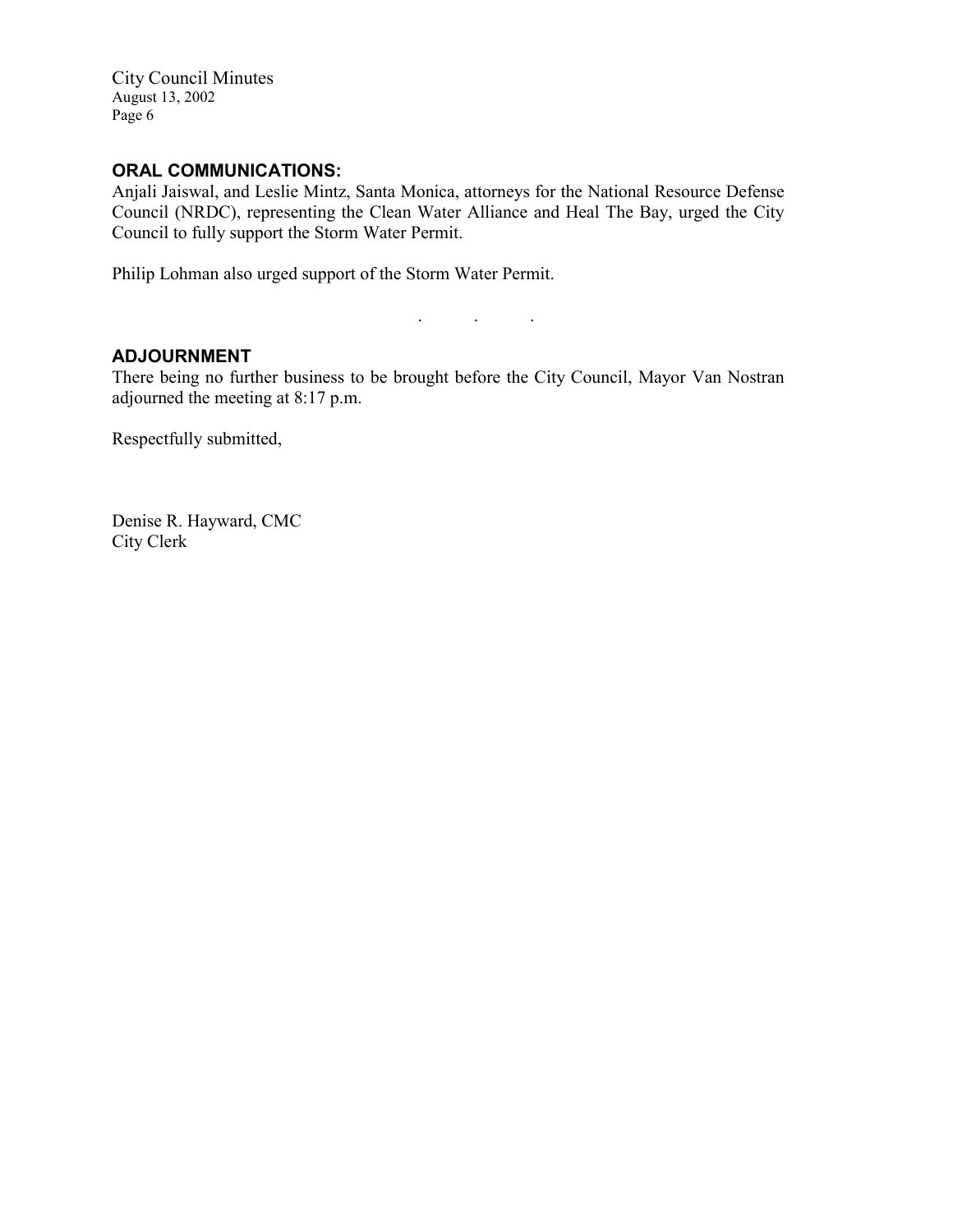## ORAL COMMUNICATIONS:

Anjali Jaiswal, and Leslie Mintz, Santa Monica, attorneys for the National Resource Defense Council (NRDC), representing the Clean Water Alliance and Heal The Bay, urged the City Council to fully support the Storm Water Permit.

Philip Lohman also urged support of the Storm Water Permit.

. . .

## ADJOURNMENT

There being no further business to be brought before the City Council, Mayor Van Nostran adjourned the meeting at 8:17 p.m.

Respectfully submitted,

Denise R. Hayward, CMC
City Clerk